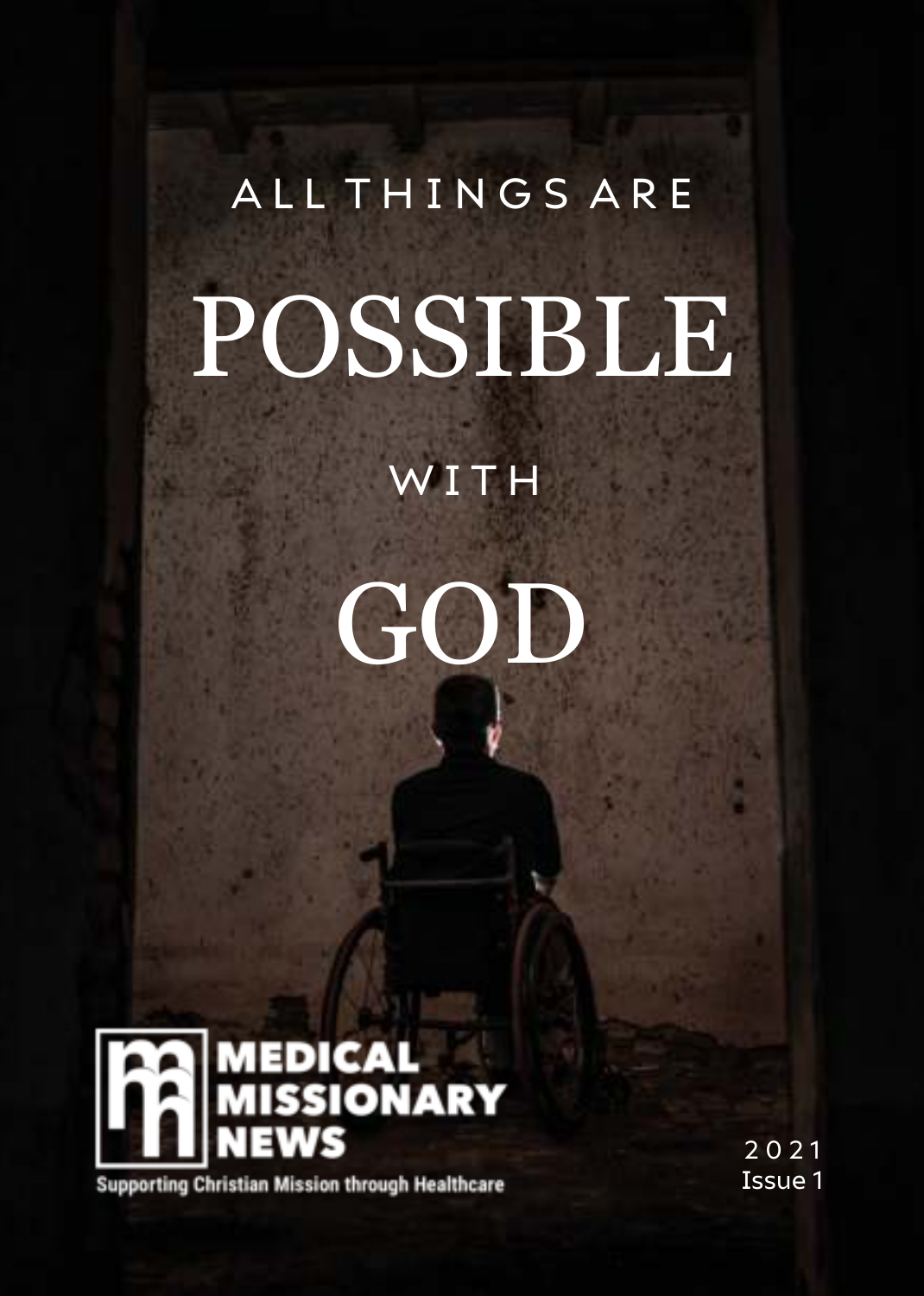# ALL THINGS ARE POSSIBLE WITH GOD

**MEDICAL MISSIONARY NEWS**

Supporting Christian Mission through Healthcare

2021
Issue 1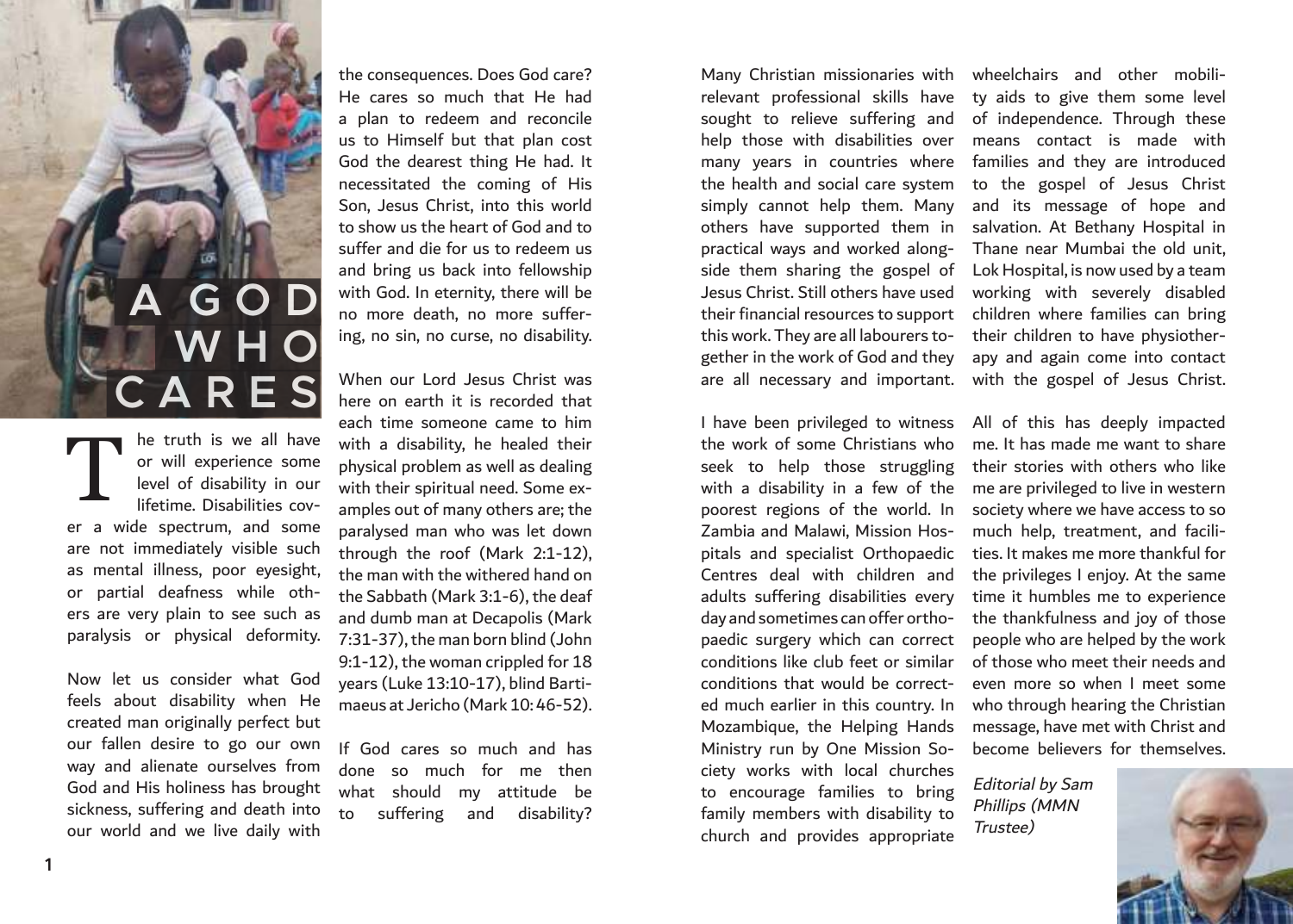# A GOD WHO CARES

The truth is we all have or will experience some level of disability in our lifetime. Disabilities cover a wide spectrum, and some are not immediately visible such as mental illness, poor eyesight, or partial deafness while others are very plain to see such as paralysis or physical deformity.

Now let us consider what God feels about disability when He created man originally perfect but our fallen desire to go our own way and alienate ourselves from God and His holiness has brought sickness, suffering and death into our world and we live daily with the consequences. Does God care? He cares so much that He had a plan to redeem and reconcile us to Himself but that plan cost God the dearest thing He had. It necessitated the coming of His Son, Jesus Christ, into this world to show us the heart of God and to suffer and die for us to redeem us and bring us back into fellowship with God. In eternity, there will be no more death, no more suffering, no sin, no curse, no disability.

When our Lord Jesus Christ was here on earth it is recorded that each time someone came to him with a disability, he healed their physical problem as well as dealing with their spiritual need. Some examples out of many others are; the paralysed man who was let down through the roof (Mark 2:1-12), the man with the withered hand on the Sabbath (Mark 3:1-6), the deaf and dumb man at Decapolis (Mark 7:31-37), the man born blind (John 9:1-12), the woman crippled for 18 years (Luke 13:10-17), blind Bartimaeus at Jericho (Mark 10: 46-52).

If God cares so much and has done so much for me then what should my attitude be to suffering and disability?

Many Christian missionaries with relevant professional skills have sought to relieve suffering and help those with disabilities over many years in countries where the health and social care system simply cannot help them. Many others have supported them in practical ways and worked alongside them sharing the gospel of Jesus Christ. Still others have used their financial resources to support this work. They are all labourers together in the work of God and they are all necessary and important.

I have been privileged to witness the work of some Christians who seek to help those struggling with a disability in a few of the poorest regions of the world. In Zambia and Malawi, Mission Hospitals and specialist Orthopaedic Centres deal with children and adults suffering disabilities every day and sometimes can offer orthopaedic surgery which can correct conditions like club feet or similar conditions that would be corrected much earlier in this country. In Mozambique, the Helping Hands Ministry run by One Mission Society works with local churches to encourage families to bring family members with disability to church and provides appropriate wheelchairs and other mobility aids to give them some level of independence. Through these means contact is made with families and they are introduced to the gospel of Jesus Christ and its message of hope and salvation. At Bethany Hospital in Thane near Mumbai the old unit, Lok Hospital, is now used by a team working with severely disabled children where families can bring their children to have physiotherapy and again come into contact with the gospel of Jesus Christ.

All of this has deeply impacted me. It has made me want to share their stories with others who like me are privileged to live in western society where we have access to so much help, treatment, and facilities. It makes me more thankful for the privileges I enjoy. At the same time it humbles me to experience the thankfulness and joy of those people who are helped by the work of those who meet their needs and even more so when I meet some who through hearing the Christian message, have met with Christ and become believers for themselves.

*Editorial by Sam Phillips (MMN Trustee)*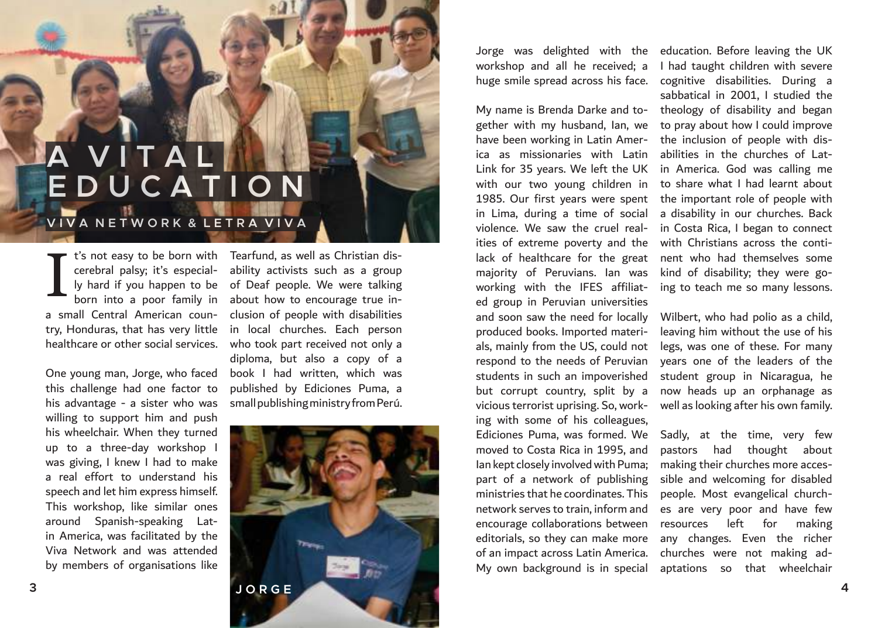# A VITAL EDUCATION

## VIVA NETWORK & LETRA VIVA

It's not easy to be born with cerebral palsy; it's especially hard if you happen to be born into a poor family in a small Central American country, Honduras, that has very little healthcare or other social services.

One young man, Jorge, who faced this challenge had one factor to his advantage - a sister who was willing to support him and push his wheelchair. When they turned up to a three-day workshop I was giving, I knew I had to make a real effort to understand his speech and let him express himself. This workshop, like similar ones around Spanish-speaking Latin America, was facilitated by the Viva Network and was attended by members of organisations like Tearfund, as well as Christian disability activists such as a group of Deaf people. We were talking about how to encourage true inclusion of people with disabilities in local churches. Each person who took part received not only a diploma, but also a copy of a book I had written, which was published by Ediciones Puma, a small publishing ministry from Perú.

JORGE

Jorge was delighted with the workshop and all he received; a huge smile spread across his face.

My name is Brenda Darke and together with my husband, Ian, we have been working in Latin America as missionaries with Latin Link for 35 years. We left the UK with our two young children in 1985. Our first years were spent in Lima, during a time of social violence. We saw the cruel realities of extreme poverty and the lack of healthcare for the great majority of Peruvians. Ian was working with the IFES affiliated group in Peruvian universities and soon saw the need for locally produced books. Imported materials, mainly from the US, could not respond to the needs of Peruvian students in such an impoverished but corrupt country, split by a vicious terrorist uprising. So, working with some of his colleagues, Ediciones Puma, was formed. We moved to Costa Rica in 1995, and Ian kept closely involved with Puma; part of a network of publishing ministries that he coordinates. This network serves to train, inform and encourage collaborations between editorials, so they can make more of an impact across Latin America. My own background is in special education. Before leaving the UK I had taught children with severe cognitive disabilities. During a sabbatical in 2001, I studied the theology of disability and began to pray about how I could improve the inclusion of people with disabilities in the churches of Latin America. God was calling me to share what I had learnt about the important role of people with a disability in our churches. Back in Costa Rica, I began to connect with Christians across the continent who had themselves some kind of disability; they were going to teach me so many lessons.

Wilbert, who had polio as a child, leaving him without the use of his legs, was one of these. For many years one of the leaders of the student group in Nicaragua, he now heads up an orphanage as well as looking after his own family.

Sadly, at the time, very few pastors had thought about making their churches more accessible and welcoming for disabled people. Most evangelical churches are very poor and have few resources left for making any changes. Even the richer churches were not making adaptations so that wheelchair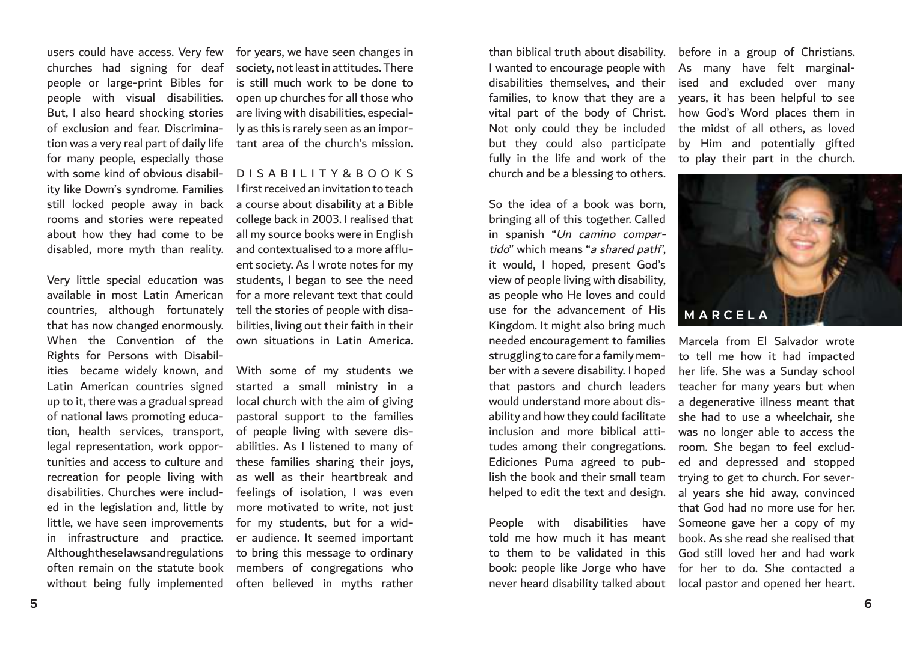users could have access. Very few churches had signing for deaf people or large-print Bibles for people with visual disabilities. But, I also heard shocking stories of exclusion and fear. Discrimination was a very real part of daily life for many people, especially those with some kind of obvious disability like Down's syndrome. Families still locked people away in back rooms and stories were repeated about how they had come to be disabled, more myth than reality.

Very little special education was available in most Latin American countries, although fortunately that has now changed enormously. When the Convention of the Rights for Persons with Disabilities became widely known, and Latin American countries signed up to it, there was a gradual spread of national laws promoting education, health services, transport, legal representation, work opportunities and access to culture and recreation for people living with disabilities. Churches were included in the legislation and, little by little, we have seen improvements in infrastructure and practice. Although these laws and regulations often remain on the statute book without being fully implemented for years, we have seen changes in society, not least in attitudes. There is still much work to be done to open up churches for all those who are living with disabilities, especially as this is rarely seen as an important area of the church's mission.

## DISABILITY & BOOKS

I first received an invitation to teach a course about disability at a Bible college back in 2003. I realised that all my source books were in English and contextualised to a more affluent society. As I wrote notes for my students, I began to see the need for a more relevant text that could tell the stories of people with disabilities, living out their faith in their own situations in Latin America.

With some of my students we started a small ministry in a local church with the aim of giving pastoral support to the families of people living with severe disabilities. As I listened to many of these families sharing their joys, as well as their heartbreak and feelings of isolation, I was even more motivated to write, not just for my students, but for a wider audience. It seemed important to bring this message to ordinary members of congregations who often believed in myths rather than biblical truth about disability. I wanted to encourage people with disabilities themselves, and their families, to know that they are a vital part of the body of Christ. Not only could they be included but they could also participate fully in the life and work of the church and be a blessing to others.

So the idea of a book was born, bringing all of this together. Called in spanish "*Un camino compartido*" which means "*a shared path*", it would, I hoped, present God's view of people living with disability, as people who He loves and could use for the advancement of His Kingdom. It might also bring much needed encouragement to families struggling to care for a family member with a severe disability. I hoped that pastors and church leaders would understand more about disability and how they could facilitate inclusion and more biblical attitudes among their congregations. Ediciones Puma agreed to publish the book and their small team helped to edit the text and design.

People with disabilities have told me how much it has meant to them to be validated in this book: people like Jorge who have never heard disability talked about before in a group of Christians. As many have felt marginalised and excluded over many years, it has been helpful to see how God's Word places them in the midst of all others, as loved by Him and potentially gifted to play their part in the church.

MARCELA

Marcela from El Salvador wrote to tell me how it had impacted her life. She was a Sunday school teacher for many years but when a degenerative illness meant that she had to use a wheelchair, she was no longer able to access the room. She began to feel excluded and depressed and stopped trying to get to church. For several years she hid away, convinced that God had no more use for her. Someone gave her a copy of my book. As she read she realised that God still loved her and had work for her to do. She contacted a local pastor and opened her heart.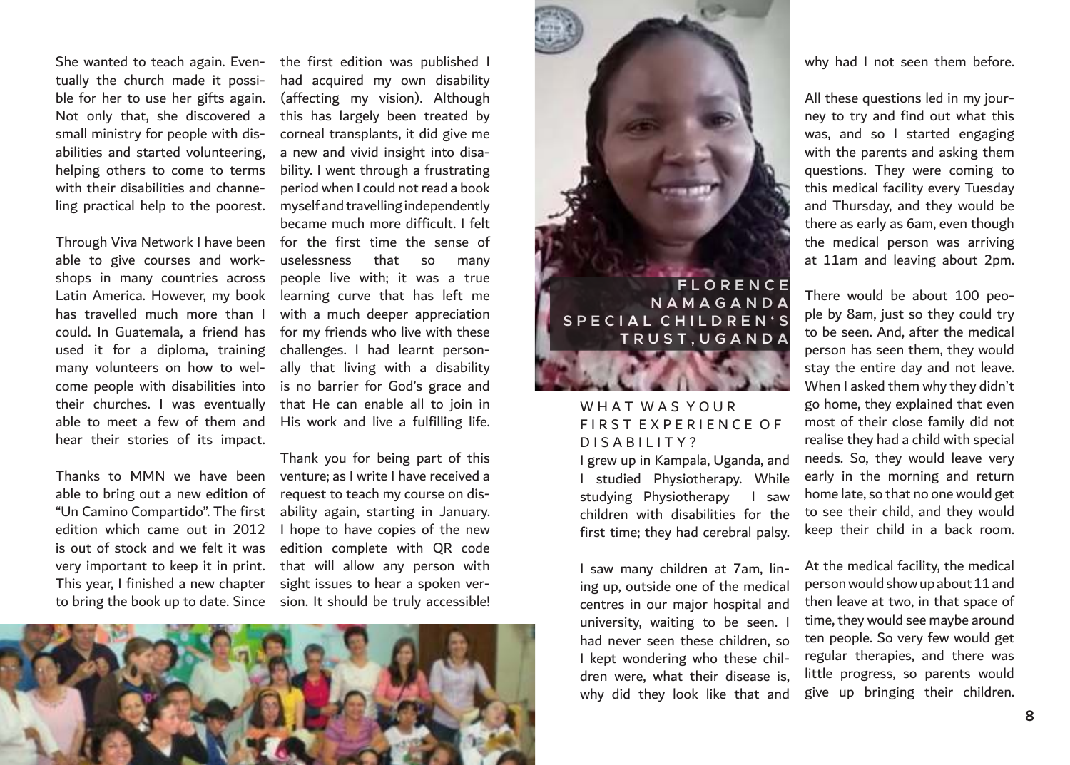She wanted to teach again. Eventually the church made it possible for her to use her gifts again. Not only that, she discovered a small ministry for people with disabilities and started volunteering, helping others to come to terms with their disabilities and channeling practical help to the poorest.

Through Viva Network I have been able to give courses and workshops in many countries across Latin America. However, my book has travelled much more than I could. In Guatemala, a friend has used it for a diploma, training many volunteers on how to welcome people with disabilities into their churches. I was eventually able to meet a few of them and hear their stories of its impact.

Thanks to MMN we have been able to bring out a new edition of "Un Camino Compartido". The first edition which came out in 2012 is out of stock and we felt it was very important to keep it in print. This year, I finished a new chapter to bring the book up to date. Since the first edition was published I had acquired my own disability (affecting my vision). Although this has largely been treated by corneal transplants, it did give me a new and vivid insight into disability. I went through a frustrating period when I could not read a book myself and travelling independently became much more difficult. I felt for the first time the sense of uselessness that so many people live with; it was a true learning curve that has left me with a much deeper appreciation for my friends who live with these challenges. I had learnt personally that living with a disability is no barrier for God's grace and that He can enable all to join in His work and live a fulfilling life.

Thank you for being part of this venture; as I write I have received a request to teach my course on disability again, starting in January. I hope to have copies of the new edition complete with QR code that will allow any person with sight issues to hear a spoken version. It should be truly accessible!

FLORENCE NAMAGANDA
SPECIAL CHILDREN'S TRUST, UGANDA

## WHAT WAS YOUR FIRST EXPERIENCE OF DISABILITY?

I grew up in Kampala, Uganda, and I studied Physiotherapy. While studying Physiotherapy I saw children with disabilities for the first time; they had cerebral palsy.

I saw many children at 7am, lining up, outside one of the medical centres in our major hospital and university, waiting to be seen. I had never seen these children, so I kept wondering who these children were, what their disease is, why did they look like that and why had I not seen them before.

All these questions led in my journey to try and find out what this was, and so I started engaging with the parents and asking them questions. They were coming to this medical facility every Tuesday and Thursday, and they would be there as early as 6am, even though the medical person was arriving at 11am and leaving about 2pm.

There would be about 100 people by 8am, just so they could try to be seen. And, after the medical person has seen them, they would stay the entire day and not leave. When I asked them why they didn't go home, they explained that even most of their close family did not realise they had a child with special needs. So, they would leave very early in the morning and return home late, so that no one would get to see their child, and they would keep their child in a back room.

At the medical facility, the medical person would show up about 11 and then leave at two, in that space of time, they would see maybe around ten people. So very few would get regular therapies, and there was little progress, so parents would give up bringing their children.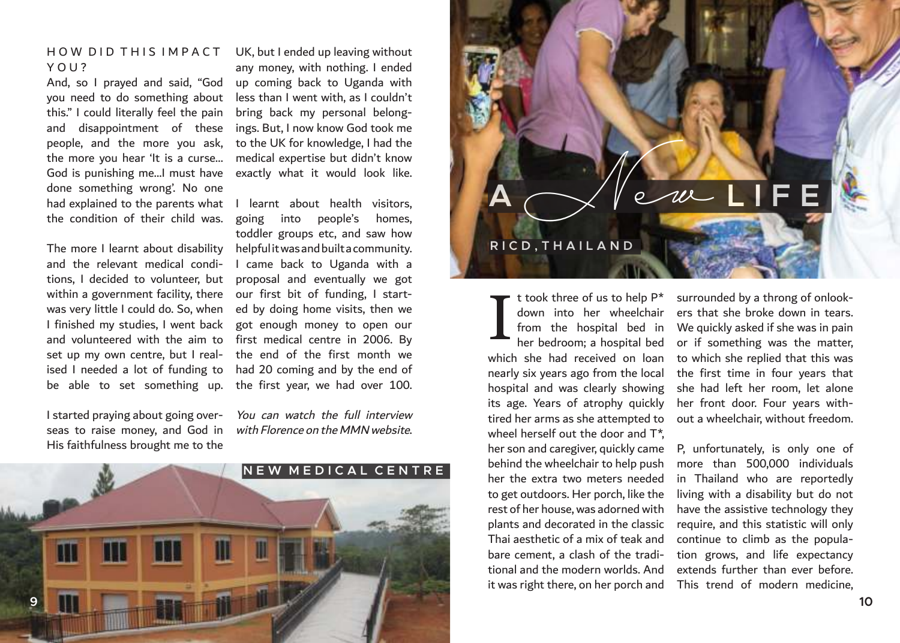### HOW DID THIS IMPACT YOU?

And, so I prayed and said, "God you need to do something about this." I could literally feel the pain and disappointment of these people, and the more you ask, the more you hear 'It is a curse... God is punishing me...I must have done something wrong'. No one had explained to the parents what the condition of their child was.

The more I learnt about disability and the relevant medical conditions, I decided to volunteer, but within a government facility, there was very little I could do. So, when I finished my studies, I went back and volunteered with the aim to set up my own centre, but I realised I needed a lot of funding to be able to set something up.

I started praying about going overseas to raise money, and God in His faithfulness brought me to the UK, but I ended up leaving without any money, with nothing. I ended up coming back to Uganda with less than I went with, as I couldn't bring back my personal belongings. But, I now know God took me to the UK for knowledge, I had the medical expertise but didn't know exactly what it would look like.

I learnt about health visitors, going into people's homes, toddler groups etc, and saw how helpful it was and built a community. I came back to Uganda with a proposal and eventually we got our first bit of funding, I started by doing home visits, then we got enough money to open our first medical centre in 2006. By the end of the first month we had 20 coming and by the end of the first year, we had over 100.

*You can watch the full interview with Florence on the MMN website.*

NEW MEDICAL CENTRE

# A New LIFE

RICD, THAILAND

It took three of us to help P* down into her wheelchair from the hospital bed in her bedroom; a hospital bed which she had received on loan nearly six years ago from the local hospital and was clearly showing its age. Years of atrophy quickly tired her arms as she attempted to wheel herself out the door and T*, her son and caregiver, quickly came behind the wheelchair to help push her the extra two meters needed to get outdoors. Her porch, like the rest of her house, was adorned with plants and decorated in the classic Thai aesthetic of a mix of teak and bare cement, a clash of the traditional and the modern worlds. And it was right there, on her porch and surrounded by a throng of onlookers that she broke down in tears. We quickly asked if she was in pain or if something was the matter, to which she replied that this was the first time in four years that she had left her room, let alone her front door. Four years without a wheelchair, without freedom.

P, unfortunately, is only one of more than 500,000 individuals in Thailand who are reportedly living with a disability but do not have the assistive technology they require, and this statistic will only continue to climb as the population grows, and life expectancy extends further than ever before. This trend of modern medicine,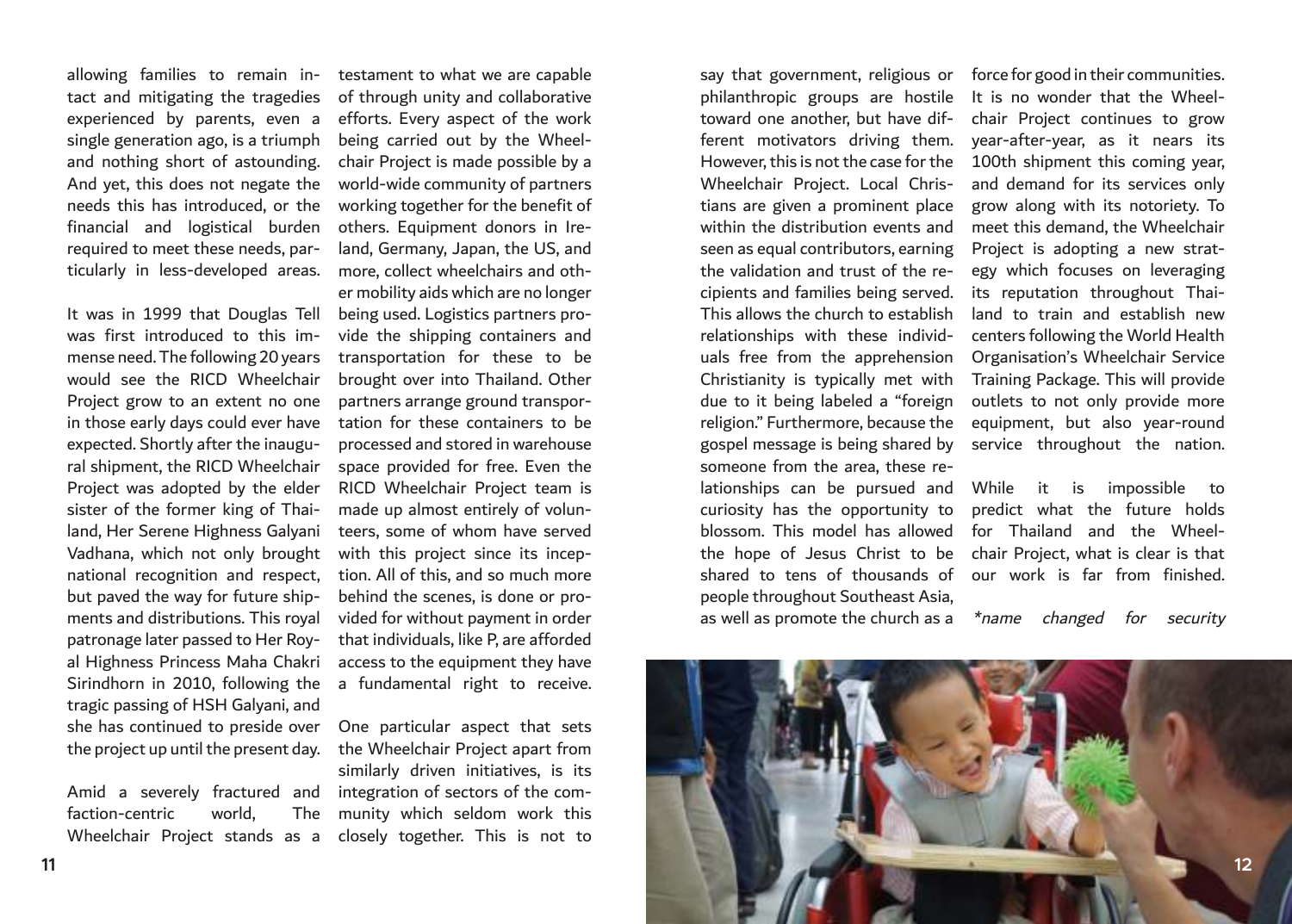allowing families to remain intact and mitigating the tragedies experienced by parents, even a single generation ago, is a triumph and nothing short of astounding. And yet, this does not negate the needs this has introduced, or the financial and logistical burden required to meet these needs, particularly in less-developed areas.

It was in 1999 that Douglas Tell was first introduced to this immense need. The following 20 years would see the RICD Wheelchair Project grow to an extent no one in those early days could ever have expected. Shortly after the inaugural shipment, the RICD Wheelchair Project was adopted by the elder sister of the former king of Thailand, Her Serene Highness Galyani Vadhana, which not only brought national recognition and respect, but paved the way for future shipments and distributions. This royal patronage later passed to Her Royal Highness Princess Maha Chakri Sirindhorn in 2010, following the tragic passing of HSH Galyani, and she has continued to preside over the project up until the present day.

Amid a severely fractured and faction-centric world, The Wheelchair Project stands as a testament to what we are capable of through unity and collaborative efforts. Every aspect of the work being carried out by the Wheelchair Project is made possible by a world-wide community of partners working together for the benefit of others. Equipment donors in Ireland, Germany, Japan, the US, and more, collect wheelchairs and other mobility aids which are no longer being used. Logistics partners provide the shipping containers and transportation for these to be brought over into Thailand. Other partners arrange ground transportation for these containers to be processed and stored in warehouse space provided for free. Even the RICD Wheelchair Project team is made up almost entirely of volunteers, some of whom have served with this project since its inception. All of this, and so much more behind the scenes, is done or provided for without payment in order that individuals, like P, are afforded access to the equipment they have a fundamental right to receive.

One particular aspect that sets the Wheelchair Project apart from similarly driven initiatives, is its integration of sectors of the community which seldom work this closely together. This is not to say that government, religious or philanthropic groups are hostile toward one another, but have different motivators driving them. However, this is not the case for the Wheelchair Project. Local Christians are given a prominent place within the distribution events and seen as equal contributors, earning the validation and trust of the recipients and families being served. This allows the church to establish relationships with these individuals free from the apprehension Christianity is typically met with due to it being labeled a "foreign religion." Furthermore, because the gospel message is being shared by someone from the area, these relationships can be pursued and curiosity has the opportunity to blossom. This model has allowed the hope of Jesus Christ to be shared to tens of thousands of people throughout Southeast Asia, as well as promote the church as a force for good in their communities. It is no wonder that the Wheelchair Project continues to grow year-after-year, as it nears its 100th shipment this coming year, and demand for its services only grow along with its notoriety. To meet this demand, the Wheelchair Project is adopting a new strategy which focuses on leveraging its reputation throughout Thailand to train and establish new centers following the World Health Organisation's Wheelchair Service Training Package. This will provide outlets to not only provide more equipment, but also year-round service throughout the nation.

While it is impossible to predict what the future holds for Thailand and the Wheelchair Project, what is clear is that our work is far from finished.

*\*name changed for security*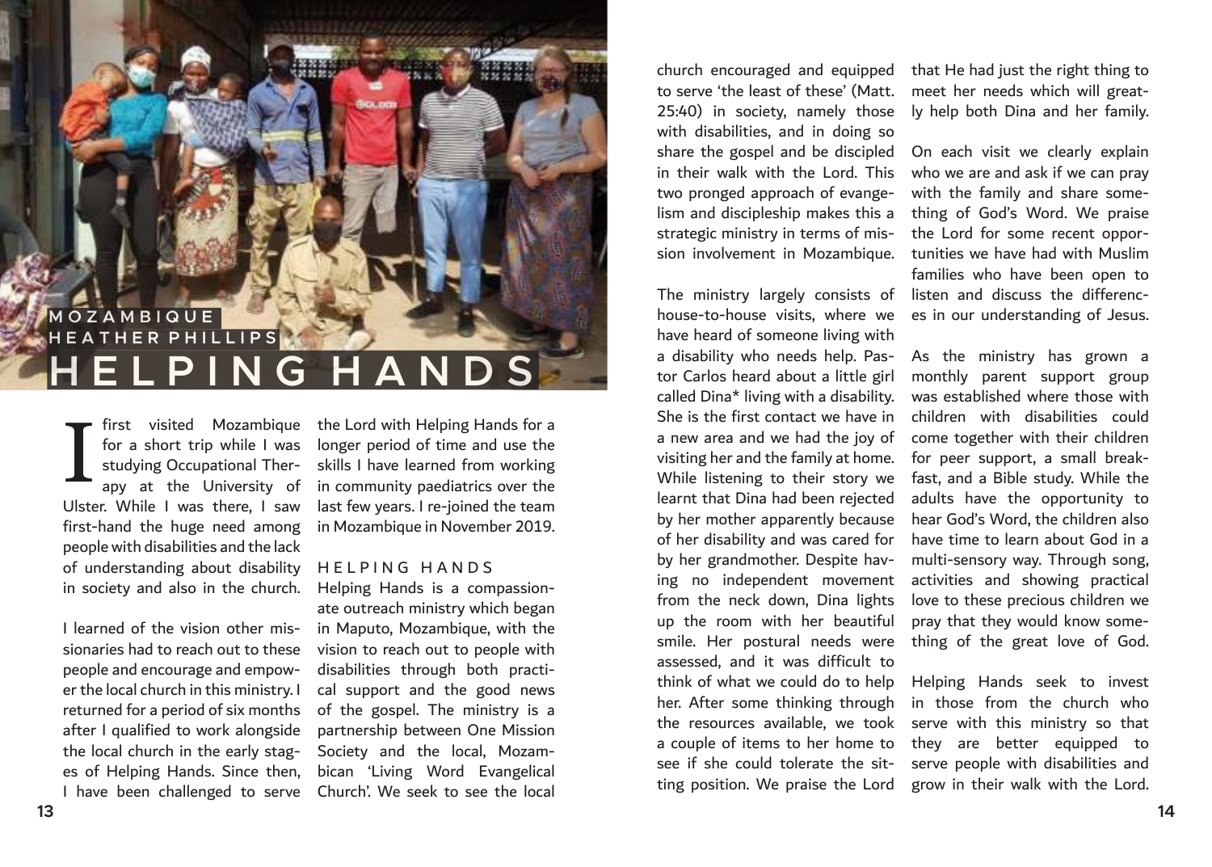MOZAMBIQUE

HEATHER PHILLIPS

# HELPING HANDS

I first visited Mozambique for a short trip while I was studying Occupational Therapy at the University of Ulster. While I was there, I saw first-hand the huge need among people with disabilities and the lack of understanding about disability in society and also in the church.

I learned of the vision other missionaries had to reach out to these people and encourage and empower the local church in this ministry. I returned for a period of six months after I qualified to work alongside the local church in the early stages of Helping Hands. Since then, I have been challenged to serve the Lord with Helping Hands for a longer period of time and use the skills I have learned from working in community paediatrics over the last few years. I re-joined the team in Mozambique in November 2019.

## HELPING HANDS

Helping Hands is a compassionate outreach ministry which began in Maputo, Mozambique, with the vision to reach out to people with disabilities through both practical support and the good news of the gospel. The ministry is a partnership between One Mission Society and the local, Mozambican 'Living Word Evangelical Church'. We seek to see the local church encouraged and equipped to serve 'the least of these' (Matt. 25:40) in society, namely those with disabilities, and in doing so share the gospel and be discipled in their walk with the Lord. This two pronged approach of evangelism and discipleship makes this a strategic ministry in terms of mission involvement in Mozambique.

The ministry largely consists of house-to-house visits, where we have heard of someone living with a disability who needs help. Pastor Carlos heard about a little girl called Dina* living with a disability. She is the first contact we have in a new area and we had the joy of visiting her and the family at home. While listening to their story we learnt that Dina had been rejected by her mother apparently because of her disability and was cared for by her grandmother. Despite having no independent movement from the neck down, Dina lights up the room with her beautiful smile. Her postural needs were assessed, and it was difficult to think of what we could do to help her. After some thinking through the resources available, we took a couple of items to her home to see if she could tolerate the sitting position. We praise the Lord that He had just the right thing to meet her needs which will greatly help both Dina and her family.

On each visit we clearly explain who we are and ask if we can pray with the family and share something of God's Word. We praise the Lord for some recent opportunities we have had with Muslim families who have been open to listen and discuss the differences in our understanding of Jesus.

As the ministry has grown a monthly parent support group was established where those with children with disabilities could come together with their children for peer support, a small breakfast, and a Bible study. While the adults have the opportunity to hear God's Word, the children also have time to learn about God in a multi-sensory way. Through song, activities and showing practical love to these precious children we pray that they would know something of the great love of God.

Helping Hands seek to invest in those from the church who serve with this ministry so that they are better equipped to serve people with disabilities and grow in their walk with the Lord.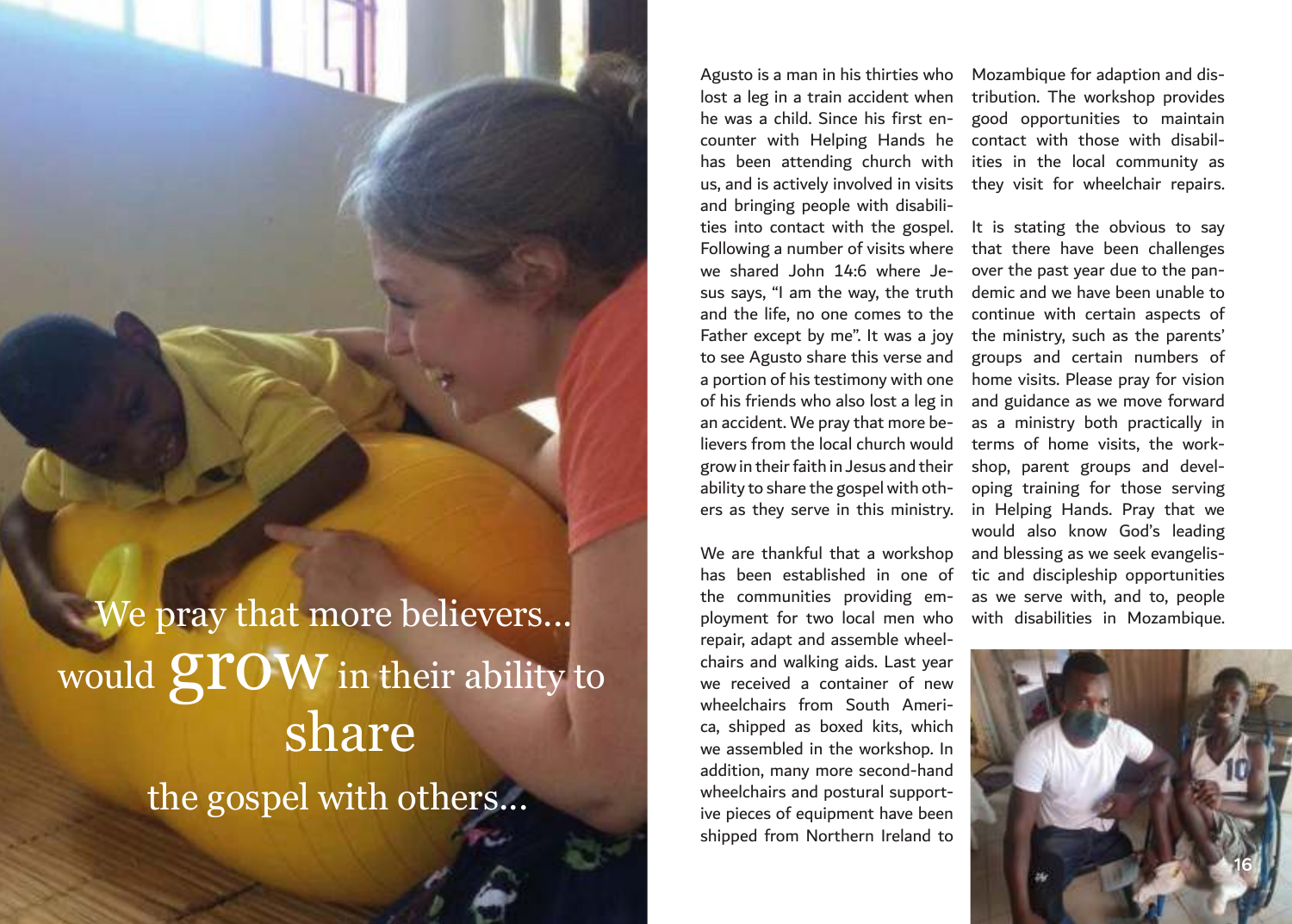We pray that more believers... would **grow** in their ability to **share** the gospel with others...

Agusto is a man in his thirties who lost a leg in a train accident when he was a child. Since his first encounter with Helping Hands he has been attending church with us, and is actively involved in visits and bringing people with disabilities into contact with the gospel. Following a number of visits where we shared John 14:6 where Jesus says, "I am the way, the truth and the life, no one comes to the Father except by me". It was a joy to see Agusto share this verse and a portion of his testimony with one of his friends who also lost a leg in an accident. We pray that more believers from the local church would grow in their faith in Jesus and their ability to share the gospel with others as they serve in this ministry.

We are thankful that a workshop has been established in one of the communities providing employment for two local men who repair, adapt and assemble wheelchairs and walking aids. Last year we received a container of new wheelchairs from South America, shipped as boxed kits, which we assembled in the workshop. In addition, many more second-hand wheelchairs and postural supportive pieces of equipment have been shipped from Northern Ireland to Mozambique for adaption and distribution. The workshop provides good opportunities to maintain contact with those with disabilities in the local community as they visit for wheelchair repairs.

It is stating the obvious to say that there have been challenges over the past year due to the pandemic and we have been unable to continue with certain aspects of the ministry, such as the parents' groups and certain numbers of home visits. Please pray for vision and guidance as we move forward as a ministry both practically in terms of home visits, the workshop, parent groups and developing training for those serving in Helping Hands. Pray that we would also know God's leading and blessing as we seek evangelistic and discipleship opportunities as we serve with, and to, people with disabilities in Mozambique.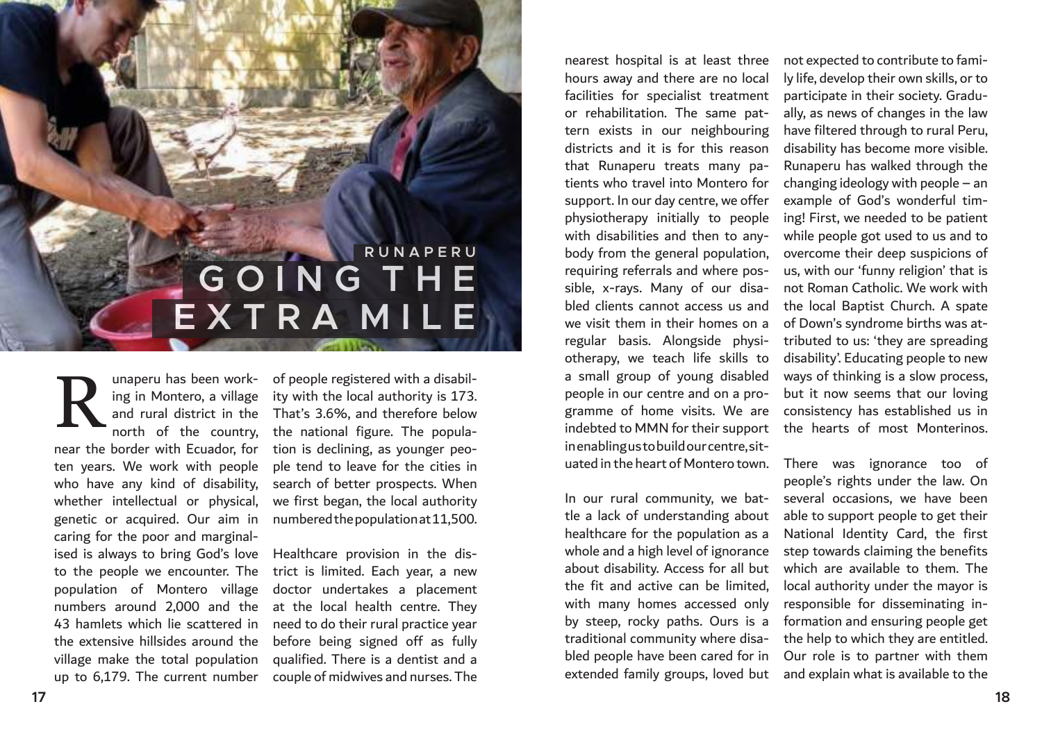RUNAPERU

# GOING THE EXTRA MILE

Runaperu has been working in Montero, a village and rural district in the north of the country, near the border with Ecuador, for ten years. We work with people who have any kind of disability, whether intellectual or physical, genetic or acquired. Our aim in caring for the poor and marginalised is always to bring God's love to the people we encounter. The population of Montero village numbers around 2,000 and the 43 hamlets which lie scattered in the extensive hillsides around the village make the total population up to 6,179. The current number of people registered with a disability with the local authority is 173. That's 3.6%, and therefore below the national figure. The population is declining, as younger people tend to leave for the cities in search of better prospects. When we first began, the local authority numbered the population at 11,500.

Healthcare provision in the district is limited. Each year, a new doctor undertakes a placement at the local health centre. They need to do their rural practice year before being signed off as fully qualified. There is a dentist and a couple of midwives and nurses. The nearest hospital is at least three hours away and there are no local facilities for specialist treatment or rehabilitation. The same pattern exists in our neighbouring districts and it is for this reason that Runaperu treats many patients who travel into Montero for support. In our day centre, we offer physiotherapy initially to people with disabilities and then to anybody from the general population, requiring referrals and where possible, x-rays. Many of our disabled clients cannot access us and we visit them in their homes on a regular basis. Alongside physiotherapy, we teach life skills to a small group of young disabled people in our centre and on a programme of home visits. We are indebted to MMN for their support in enabling us to build our centre, situated in the heart of Montero town.

In our rural community, we battle a lack of understanding about healthcare for the population as a whole and a high level of ignorance about disability. Access for all but the fit and active can be limited, with many homes accessed only by steep, rocky paths. Ours is a traditional community where disabled people have been cared for in extended family groups, loved but not expected to contribute to family life, develop their own skills, or to participate in their society. Gradually, as news of changes in the law have filtered through to rural Peru, disability has become more visible. Runaperu has walked through the changing ideology with people – an example of God's wonderful timing! First, we needed to be patient while people got used to us and to overcome their deep suspicions of us, with our 'funny religion' that is not Roman Catholic. We work with the local Baptist Church. A spate of Down's syndrome births was attributed to us: 'they are spreading disability'. Educating people to new ways of thinking is a slow process, but it now seems that our loving consistency has established us in the hearts of most Monterinos.

There was ignorance too of people's rights under the law. On several occasions, we have been able to support people to get their National Identity Card, the first step towards claiming the benefits which are available to them. The local authority under the mayor is responsible for disseminating information and ensuring people get the help to which they are entitled. Our role is to partner with them and explain what is available to the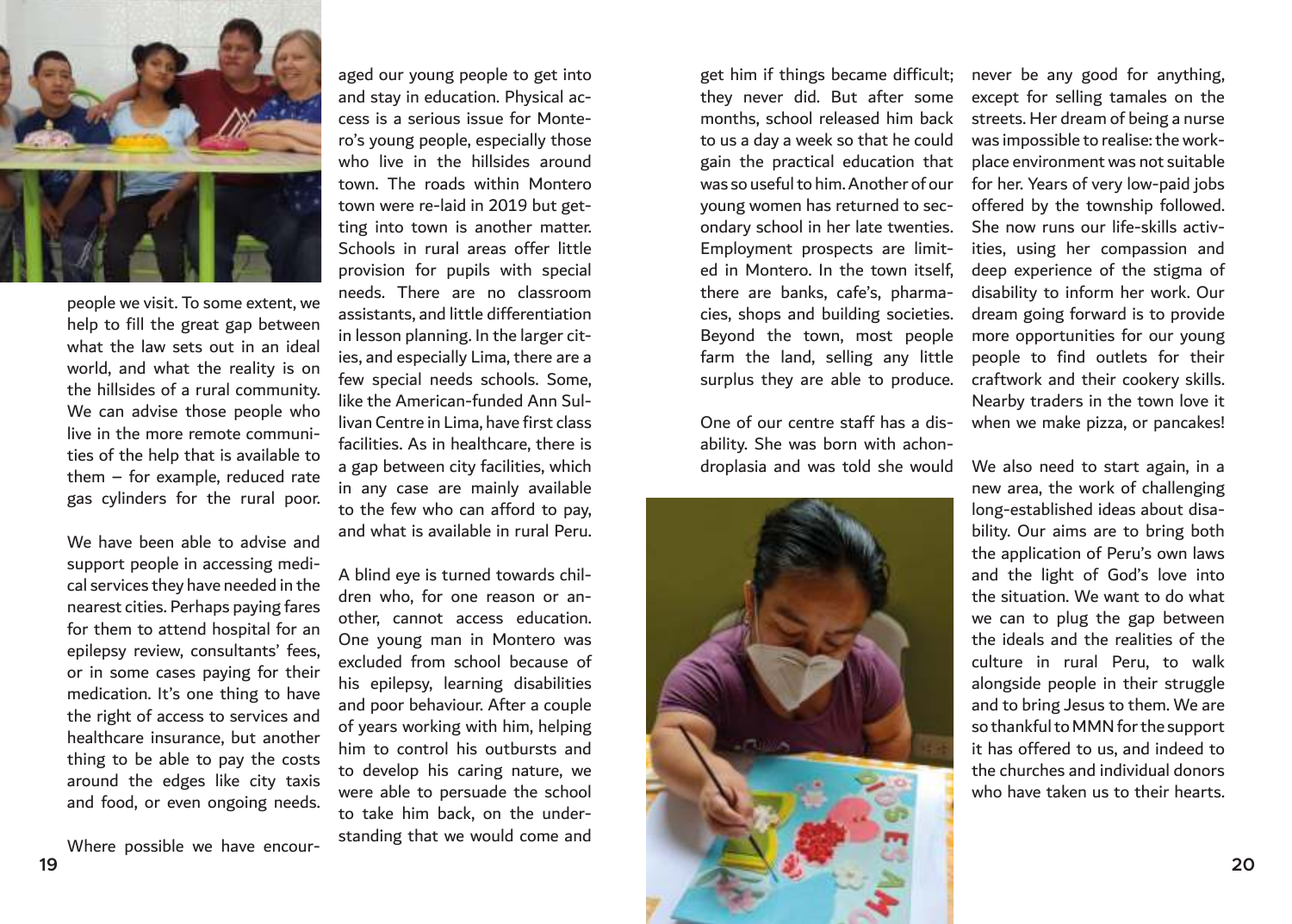people we visit. To some extent, we help to fill the great gap between what the law sets out in an ideal world, and what the reality is on the hillsides of a rural community. We can advise those people who live in the more remote communities of the help that is available to them – for example, reduced rate gas cylinders for the rural poor.

We have been able to advise and support people in accessing medical services they have needed in the nearest cities. Perhaps paying fares for them to attend hospital for an epilepsy review, consultants' fees, or in some cases paying for their medication. It's one thing to have the right of access to services and healthcare insurance, but another thing to be able to pay the costs around the edges like city taxis and food, or even ongoing needs.

Where possible we have encouraged our young people to get into and stay in education. Physical access is a serious issue for Montero's young people, especially those who live in the hillsides around town. The roads within Montero town were re-laid in 2019 but getting into town is another matter. Schools in rural areas offer little provision for pupils with special needs. There are no classroom assistants, and little differentiation in lesson planning. In the larger cities, and especially Lima, there are a few special needs schools. Some, like the American-funded Ann Sullivan Centre in Lima, have first class facilities. As in healthcare, there is a gap between city facilities, which in any case are mainly available to the few who can afford to pay, and what is available in rural Peru.

A blind eye is turned towards children who, for one reason or another, cannot access education. One young man in Montero was excluded from school because of his epilepsy, learning disabilities and poor behaviour. After a couple of years working with him, helping him to control his outbursts and to develop his caring nature, we were able to persuade the school to take him back, on the understanding that we would come and get him if things became difficult; they never did. But after some months, school released him back to us a day a week so that he could gain the practical education that was so useful to him. Another of our young women has returned to secondary school in her late twenties. Employment prospects are limited in Montero. In the town itself, there are banks, cafe's, pharmacies, shops and building societies. Beyond the town, most people farm the land, selling any little surplus they are able to produce.

One of our centre staff has a disability. She was born with achondroplasia and was told she would never be any good for anything, except for selling tamales on the streets. Her dream of being a nurse was impossible to realise: the workplace environment was not suitable for her. Years of very low-paid jobs offered by the township followed. She now runs our life-skills activities, using her compassion and deep experience of the stigma of disability to inform her work. Our dream going forward is to provide more opportunities for our young people to find outlets for their craftwork and their cookery skills. Nearby traders in the town love it when we make pizza, or pancakes!

We also need to start again, in a new area, the work of challenging long-established ideas about disability. Our aims are to bring both the application of Peru's own laws and the light of God's love into the situation. We want to do what we can to plug the gap between the ideals and the realities of the culture in rural Peru, to walk alongside people in their struggle and to bring Jesus to them. We are so thankful to MMN for the support it has offered to us, and indeed to the churches and individual donors who have taken us to their hearts.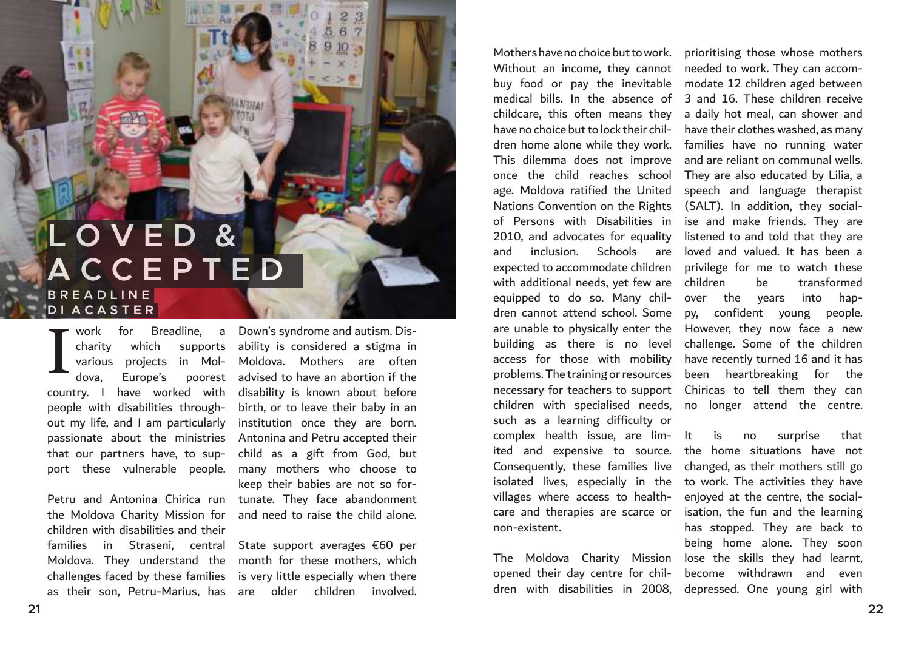# LOVED & ACCEPTED

**BREADLINE DIACASTER**

I work for Breadline, a charity which supports various projects in Moldova, Europe's poorest country. I have worked with people with disabilities throughout my life, and I am particularly passionate about the ministries that our partners have, to support these vulnerable people.

Petru and Antonina Chirica run the Moldova Charity Mission for children with disabilities and their families in Straseni, central Moldova. They understand the challenges faced by these families as their son, Petru-Marius, has Down's syndrome and autism. Disability is considered a stigma in Moldova. Mothers are often advised to have an abortion if the disability is known about before birth, or to leave their baby in an institution once they are born. Antonina and Petru accepted their child as a gift from God, but many mothers who choose to keep their babies are not so fortunate. They face abandonment and need to raise the child alone.

State support averages €60 per month for these mothers, which is very little especially when there are older children involved. Mothers have no choice but to work. Without an income, they cannot buy food or pay the inevitable medical bills. In the absence of childcare, this often means they have no choice but to lock their children home alone while they work. This dilemma does not improve once the child reaches school age. Moldova ratified the United Nations Convention on the Rights of Persons with Disabilities in 2010, and advocates for equality and inclusion. Schools are expected to accommodate children with additional needs, yet few are equipped to do so. Many children cannot attend school. Some are unable to physically enter the building as there is no level access for those with mobility problems. The training or resources necessary for teachers to support children with specialised needs, such as a learning difficulty or complex health issue, are limited and expensive to source. Consequently, these families live isolated lives, especially in the villages where access to healthcare and therapies are scarce or non-existent.

The Moldova Charity Mission opened their day centre for children with disabilities in 2008, prioritising those whose mothers needed to work. They can accommodate 12 children aged between 3 and 16. These children receive a daily hot meal, can shower and have their clothes washed, as many families have no running water and are reliant on communal wells. They are also educated by Lilia, a speech and language therapist (SALT). In addition, they socialise and make friends. They are listened to and told that they are loved and valued. It has been a privilege for me to watch these children be transformed over the years into happy, confident young people. However, they now face a new challenge. Some of the children have recently turned 16 and it has been heartbreaking for the Chiricas to tell them they can no longer attend the centre.

It is no surprise that the home situations have not changed, as their mothers still go to work. The activities they have enjoyed at the centre, the socialisation, the fun and the learning has stopped. They are back to being home alone. They soon lose the skills they had learnt, become withdrawn and even depressed. One young girl with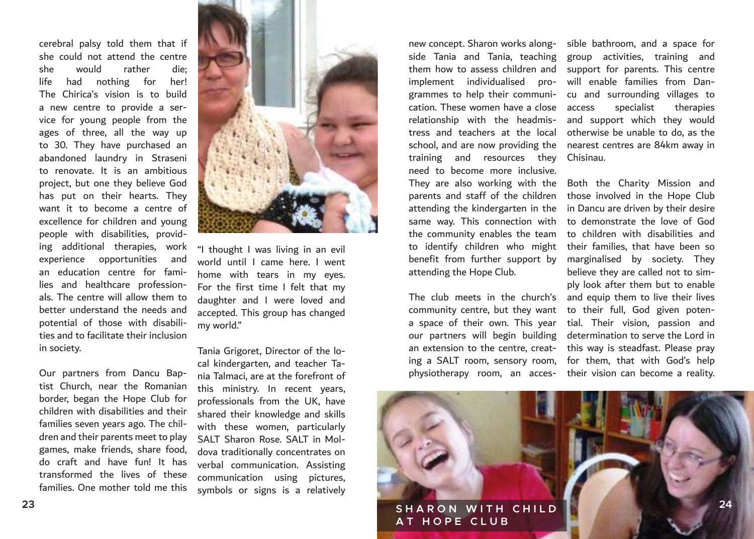cerebral palsy told them that if she could not attend the centre she would rather die; life had nothing for her! The Chirica's vision is to build a new centre to provide a service for young people from the ages of three, all the way up to 30. They have purchased an abandoned laundry in Straseni to renovate. It is an ambitious project, but one they believe God has put on their hearts. They want it to become a centre of excellence for children and young people with disabilities, providing additional therapies, work experience opportunities and an education centre for families and healthcare professionals. The centre will allow them to better understand the needs and potential of those with disabilities and to facilitate their inclusion in society.

Our partners from Dancu Baptist Church, near the Romanian border, began the Hope Club for children with disabilities and their families seven years ago. The children and their parents meet to play games, make friends, share food, do craft and have fun! It has transformed the lives of these families. One mother told me this

"I thought I was living in an evil world until I came here. I went home with tears in my eyes. For the first time I felt that my daughter and I were loved and accepted. This group has changed my world."

Tania Grigoret, Director of the local kindergarten, and teacher Tania Talmaci, are at the forefront of this ministry. In recent years, professionals from the UK, have shared their knowledge and skills with these women, particularly SALT Sharon Rose. SALT in Moldova traditionally concentrates on verbal communication. Assisting communication using pictures, symbols or signs is a relatively new concept. Sharon works alongside Tania and Tania, teaching them how to assess children and implement individualised programmes to help their communication. These women have a close relationship with the headmistress and teachers at the local school, and are now providing the training and resources they need to become more inclusive. They are also working with the parents and staff of the children attending the kindergarten in the same way. This connection with the community enables the team to identify children who might benefit from further support by attending the Hope Club.

The club meets in the church's community centre, but they want a space of their own. This year our partners will begin building an extension to the centre, creating a SALT room, sensory room, physiotherapy room, an accessible bathroom, and a space for group activities, training and support for parents. This centre will enable families from Dancu and surrounding villages to access specialist therapies and support which they would otherwise be unable to do, as the nearest centres are 84km away in Chisinau.

Both the Charity Mission and those involved in the Hope Club in Dancu are driven by their desire to demonstrate the love of God to children with disabilities and their families, that have been so marginalised by society. They believe they are called not to simply look after them but to enable and equip them to live their lives to their full, God given potential. Their vision, passion and determination to serve the Lord in this way is steadfast. Please pray for them, that with God's help their vision can become a reality.

SHARON WITH CHILD AT HOPE CLUB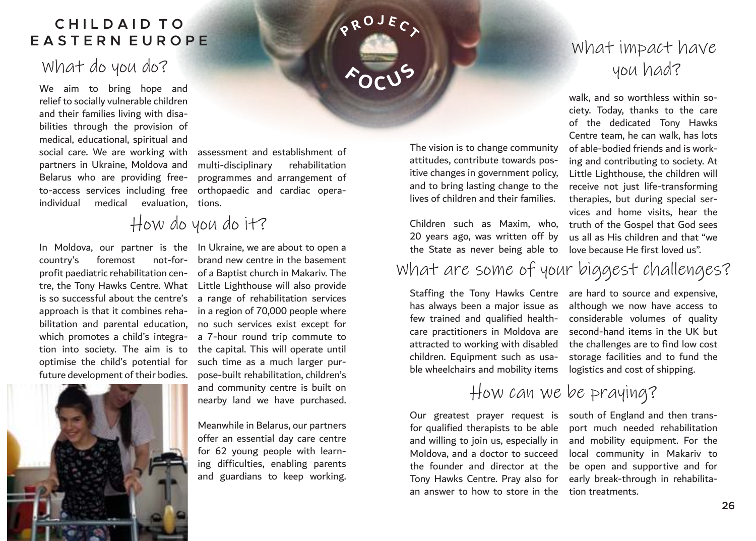# CHILDAID TO EASTERN EUROPE

PROJECT FOCUS

## What do you do?

We aim to bring hope and relief to socially vulnerable children and their families living with disabilities through the provision of medical, educational, spiritual and social care. We are working with partners in Ukraine, Moldova and Belarus who are providing free-to-access services including free individual medical evaluation, assessment and establishment of multi-disciplinary rehabilitation programmes and arrangement of orthopaedic and cardiac operations.

## How do you do it?

In Moldova, our partner is the country's foremost not-for-profit paediatric rehabilitation centre, the Tony Hawks Centre. What is so successful about the centre's approach is that it combines rehabilitation and parental education, which promotes a child's integration into society. The aim is to optimise the child's potential for future development of their bodies.

In Ukraine, we are about to open a brand new centre in the basement of a Baptist church in Makariv. The Little Lighthouse will also provide a range of rehabilitation services in a region of 70,000 people where no such services exist except for a 7-hour round trip commute to the capital. This will operate until such time as a much larger purpose-built rehabilitation, children's and community centre is built on nearby land we have purchased.

Meanwhile in Belarus, our partners offer an essential day care centre for 62 young people with learning difficulties, enabling parents and guardians to keep working.

## What impact have you had?

The vision is to change community attitudes, contribute towards positive changes in government policy, and to bring lasting change to the lives of children and their families.

Children such as Maxim, who, 20 years ago, was written off by the State as never being able to walk, and so worthless within society. Today, thanks to the care of the dedicated Tony Hawks Centre team, he can walk, has lots of able-bodied friends and is working and contributing to society. At Little Lighthouse, the children will receive not just life-transforming therapies, but during special services and home visits, hear the truth of the Gospel that God sees us all as His children and that "we love because He first loved us".

## What are some of your biggest challenges?

Staffing the Tony Hawks Centre has always been a major issue as few trained and qualified healthcare practitioners in Moldova are attracted to working with disabled children. Equipment such as usable wheelchairs and mobility items are hard to source and expensive, although we now have access to considerable volumes of quality second-hand items in the UK but the challenges are to find low cost storage facilities and to fund the logistics and cost of shipping.

## How can we be praying?

Our greatest prayer request is for qualified therapists to be able and willing to join us, especially in Moldova, and a doctor to succeed the founder and director at the Tony Hawks Centre. Pray also for an answer to how to store in the south of England and then transport much needed rehabilitation and mobility equipment. For the local community in Makariv to be open and supportive and for early break-through in rehabilitation treatments.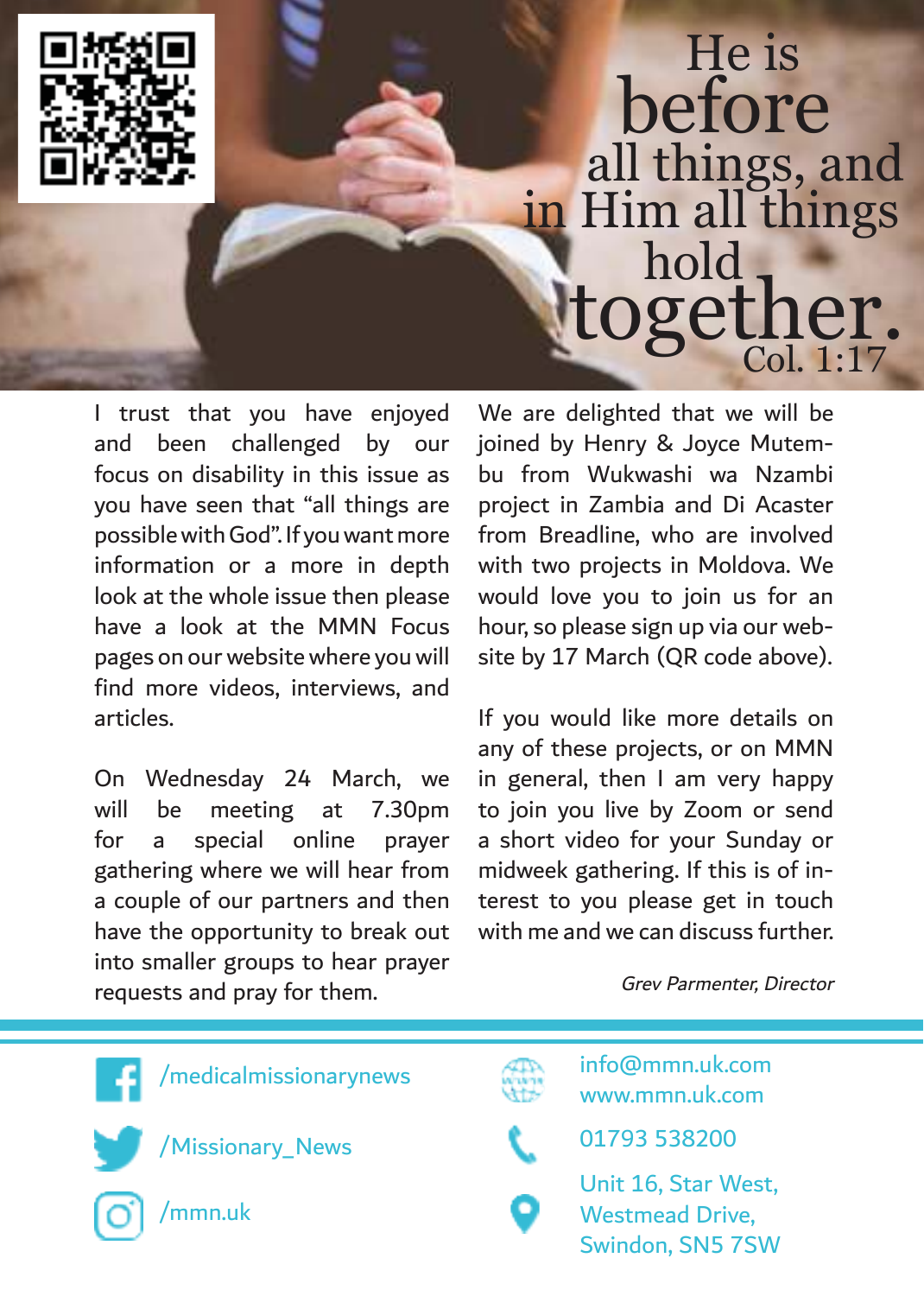He is **before** all things, and in Him all things hold **together.** Col. 1:17

I trust that you have enjoyed and been challenged by our focus on disability in this issue as you have seen that "all things are possible with God". If you want more information or a more in depth look at the whole issue then please have a look at the MMN Focus pages on our website where you will find more videos, interviews, and articles.

On Wednesday 24 March, we will be meeting at 7.30pm for a special online prayer gathering where we will hear from a couple of our partners and then have the opportunity to break out into smaller groups to hear prayer requests and pray for them.

We are delighted that we will be joined by Henry & Joyce Mutembu from Wukwashi wa Nzambi project in Zambia and Di Acaster from Breadline, who are involved with two projects in Moldova. We would love you to join us for an hour, so please sign up via our website by 17 March (QR code above).

If you would like more details on any of these projects, or on MMN in general, then I am very happy to join you live by Zoom or send a short video for your Sunday or midweek gathering. If this is of interest to you please get in touch with me and we can discuss further.

*Grev Parmenter, Director*

/medicalmissionarynews

/Missionary_News

/mmn.uk

info@mmn.uk.com
www.mmn.uk.com

01793 538200

Unit 16, Star West,
Westmead Drive,
Swindon, SN5 7SW